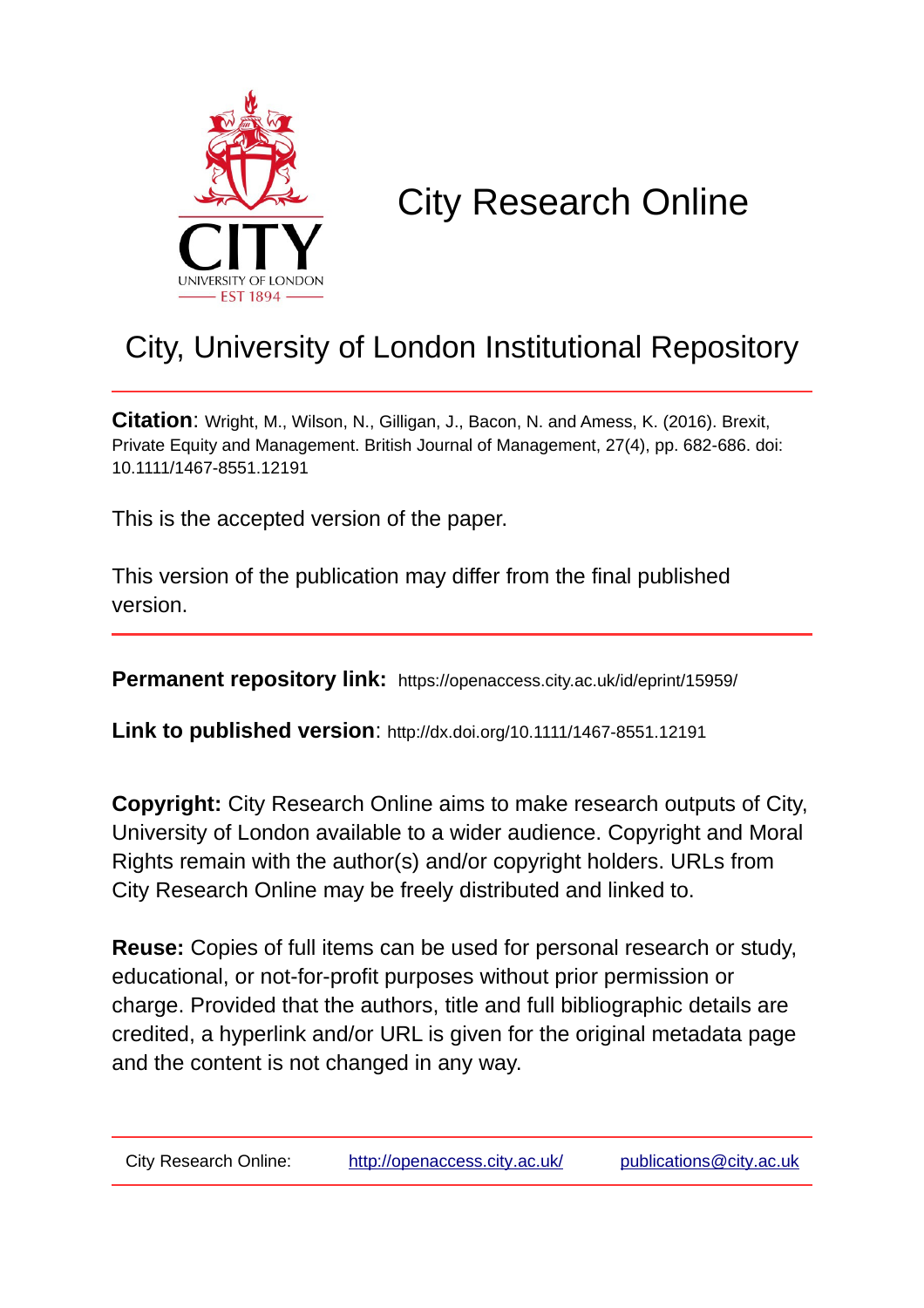# City Research Online

## City, University of London Institutional Repository

**Citation**: Wright, M., Wilson, N., Gilligan, J., Bacon, N. and Amess, K. (2016). Brexit, Private Equity and Management. British Journal of Management, 27(4), pp. 682-686. doi: 10.1111/1467-8551.12191

This is the accepted version of the paper.

This version of the publication may differ from the final published version.

**Permanent repository link:** https://openaccess.city.ac.uk/id/eprint/15959/

**Link to published version**: http://dx.doi.org/10.1111/1467-8551.12191

**Copyright:** City Research Online aims to make research outputs of City, University of London available to a wider audience. Copyright and Moral Rights remain with the author(s) and/or copyright holders. URLs from City Research Online may be freely distributed and linked to.

**Reuse:** Copies of full items can be used for personal research or study, educational, or not-for-profit purposes without prior permission or charge. Provided that the authors, title and full bibliographic details are credited, a hyperlink and/or URL is given for the original metadata page and the content is not changed in any way.

City Research Online: http://openaccess.city.ac.uk/ publications@city.ac.uk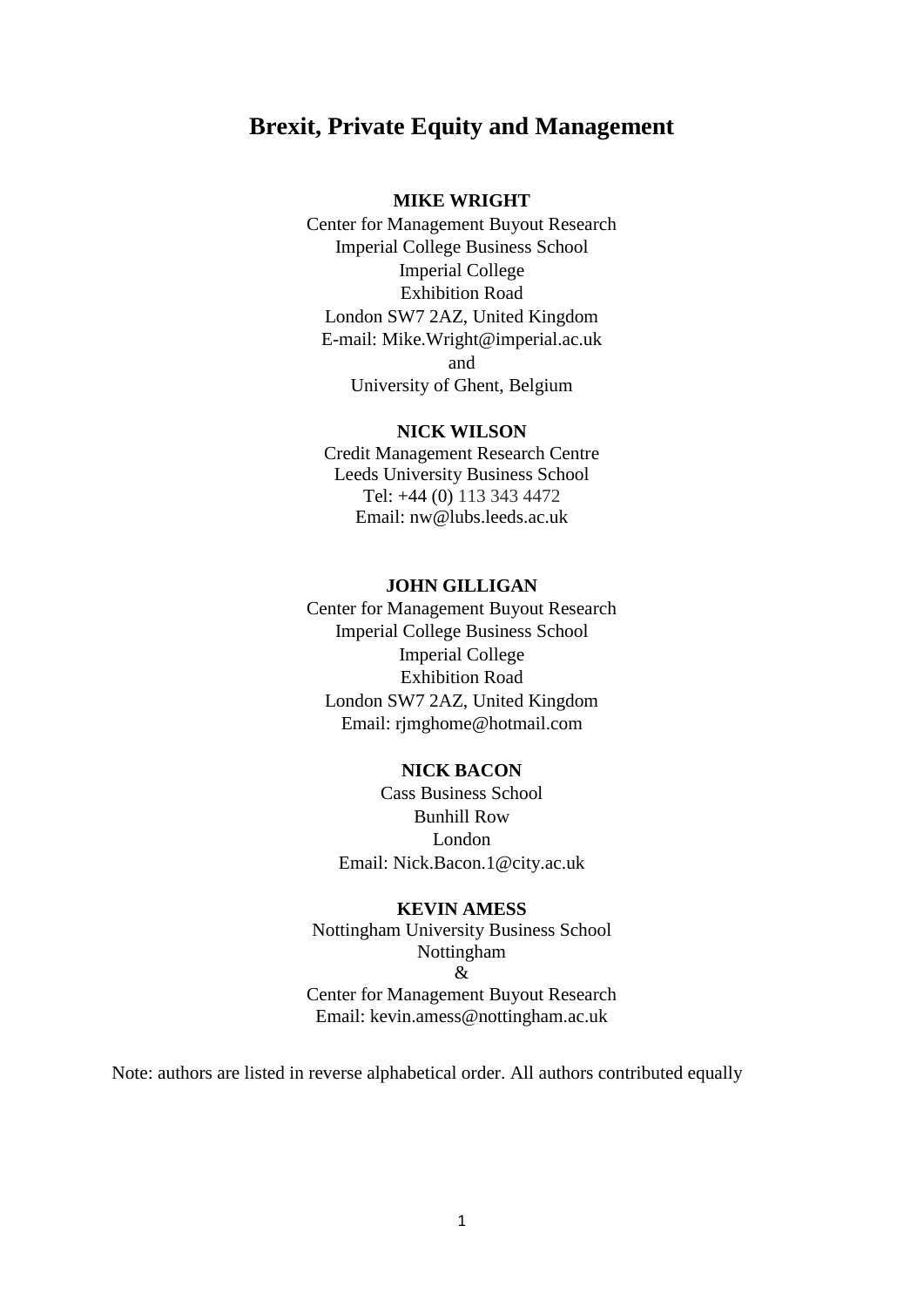# Brexit, Private Equity and Management

**MIKE WRIGHT**

Center for Management Buyout Research
Imperial College Business School
Imperial College
Exhibition Road
London SW7 2AZ, United Kingdom
E-mail: Mike.Wright@imperial.ac.uk
and
University of Ghent, Belgium

**NICK WILSON**

Credit Management Research Centre
Leeds University Business School
Tel: +44 (0) 113 343 4472
Email: nw@lubs.leeds.ac.uk

**JOHN GILLIGAN**

Center for Management Buyout Research
Imperial College Business School
Imperial College
Exhibition Road
London SW7 2AZ, United Kingdom
Email: rjmghome@hotmail.com

**NICK BACON**

Cass Business School
Bunhill Row
London
Email: Nick.Bacon.1@city.ac.uk

**KEVIN AMESS**

Nottingham University Business School
Nottingham
&
Center for Management Buyout Research
Email: kevin.amess@nottingham.ac.uk

Note: authors are listed in reverse alphabetical order. All authors contributed equally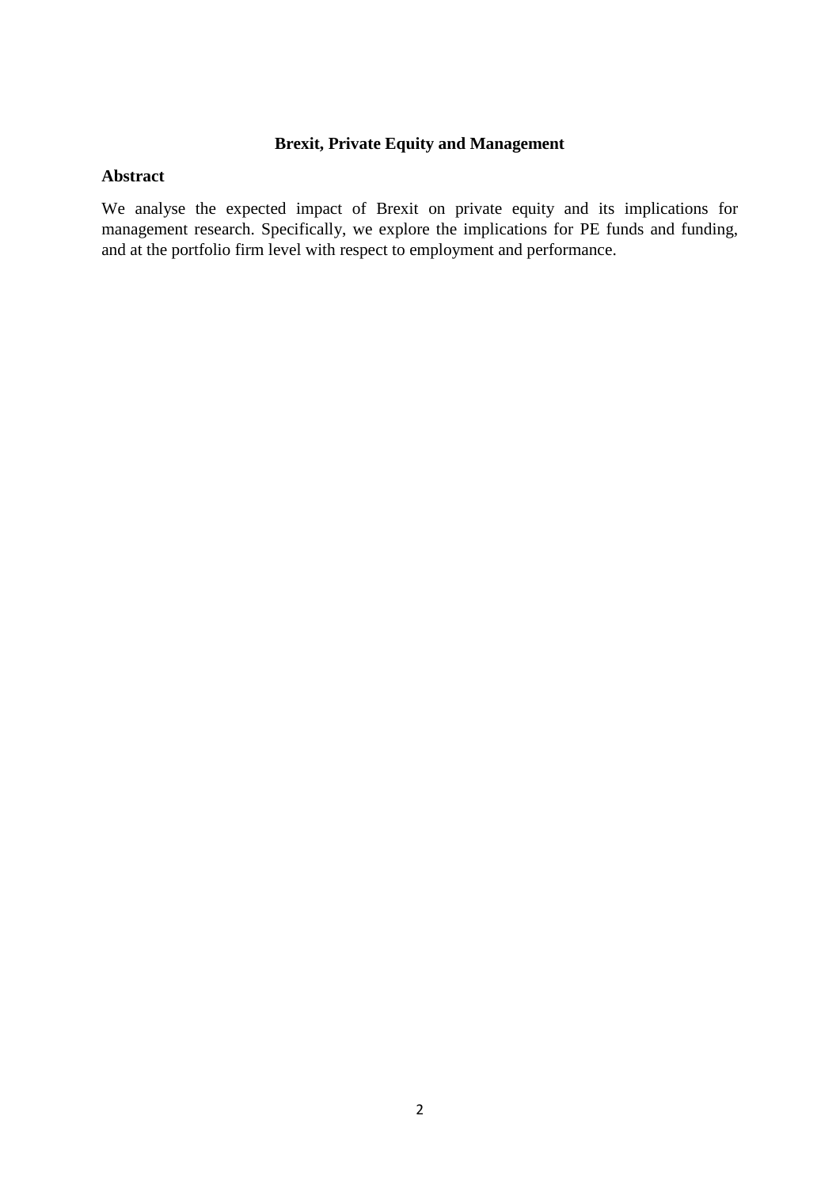# Brexit, Private Equity and Management

## Abstract

We analyse the expected impact of Brexit on private equity and its implications for management research. Specifically, we explore the implications for PE funds and funding, and at the portfolio firm level with respect to employment and performance.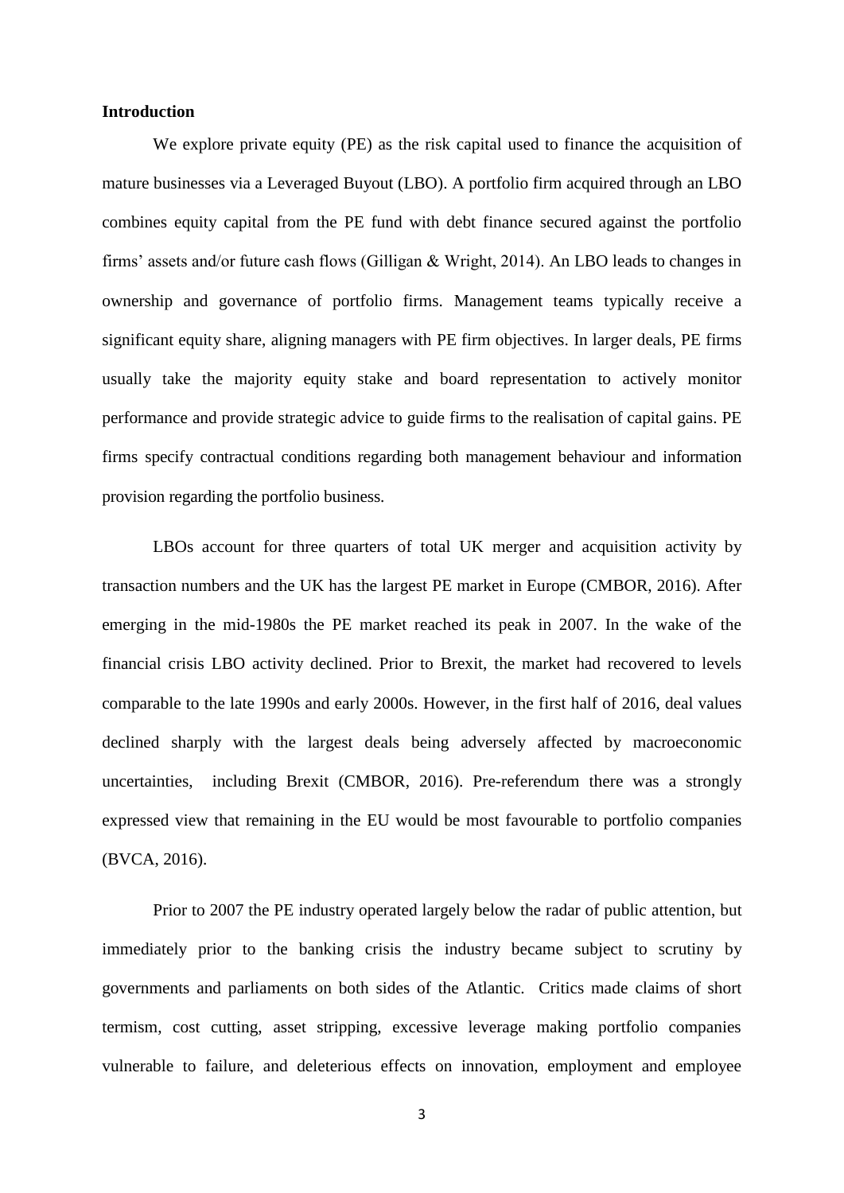**Introduction**

We explore private equity (PE) as the risk capital used to finance the acquisition of mature businesses via a Leveraged Buyout (LBO). A portfolio firm acquired through an LBO combines equity capital from the PE fund with debt finance secured against the portfolio firms' assets and/or future cash flows (Gilligan & Wright, 2014). An LBO leads to changes in ownership and governance of portfolio firms. Management teams typically receive a significant equity share, aligning managers with PE firm objectives. In larger deals, PE firms usually take the majority equity stake and board representation to actively monitor performance and provide strategic advice to guide firms to the realisation of capital gains. PE firms specify contractual conditions regarding both management behaviour and information provision regarding the portfolio business.

LBOs account for three quarters of total UK merger and acquisition activity by transaction numbers and the UK has the largest PE market in Europe (CMBOR, 2016). After emerging in the mid-1980s the PE market reached its peak in 2007. In the wake of the financial crisis LBO activity declined. Prior to Brexit, the market had recovered to levels comparable to the late 1990s and early 2000s. However, in the first half of 2016, deal values declined sharply with the largest deals being adversely affected by macroeconomic uncertainties, including Brexit (CMBOR, 2016). Pre-referendum there was a strongly expressed view that remaining in the EU would be most favourable to portfolio companies (BVCA, 2016).

Prior to 2007 the PE industry operated largely below the radar of public attention, but immediately prior to the banking crisis the industry became subject to scrutiny by governments and parliaments on both sides of the Atlantic. Critics made claims of short termism, cost cutting, asset stripping, excessive leverage making portfolio companies vulnerable to failure, and deleterious effects on innovation, employment and employee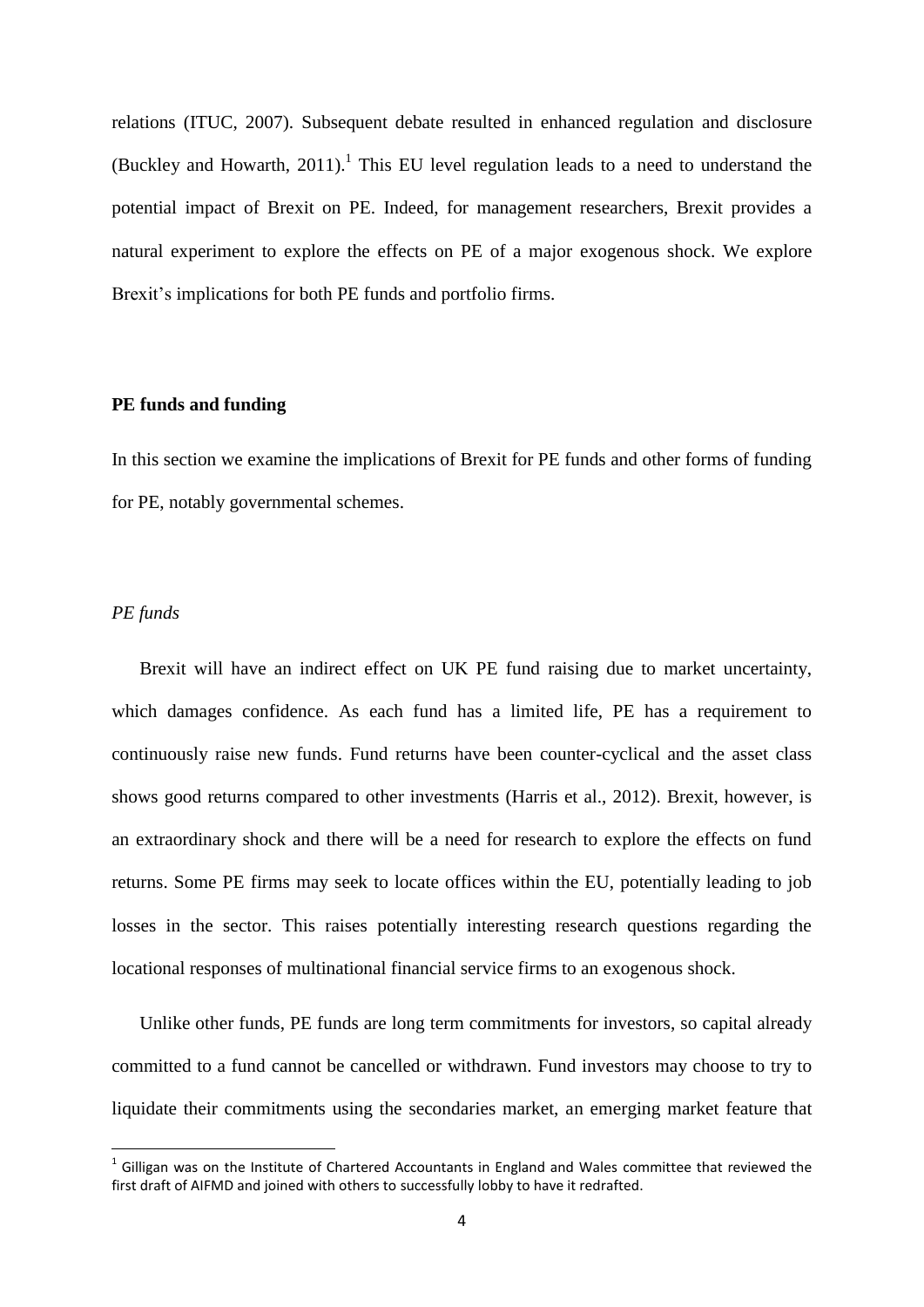relations (ITUC, 2007). Subsequent debate resulted in enhanced regulation and disclosure (Buckley and Howarth, 2011).[1] This EU level regulation leads to a need to understand the potential impact of Brexit on PE. Indeed, for management researchers, Brexit provides a natural experiment to explore the effects on PE of a major exogenous shock. We explore Brexit's implications for both PE funds and portfolio firms.

## PE funds and funding

In this section we examine the implications of Brexit for PE funds and other forms of funding for PE, notably governmental schemes.

### *PE funds*

Brexit will have an indirect effect on UK PE fund raising due to market uncertainty, which damages confidence. As each fund has a limited life, PE has a requirement to continuously raise new funds. Fund returns have been counter-cyclical and the asset class shows good returns compared to other investments (Harris et al., 2012). Brexit, however, is an extraordinary shock and there will be a need for research to explore the effects on fund returns. Some PE firms may seek to locate offices within the EU, potentially leading to job losses in the sector. This raises potentially interesting research questions regarding the locational responses of multinational financial service firms to an exogenous shock.

Unlike other funds, PE funds are long term commitments for investors, so capital already committed to a fund cannot be cancelled or withdrawn. Fund investors may choose to try to liquidate their commitments using the secondaries market, an emerging market feature that

[1] Gilligan was on the Institute of Chartered Accountants in England and Wales committee that reviewed the first draft of AIFMD and joined with others to successfully lobby to have it redrafted.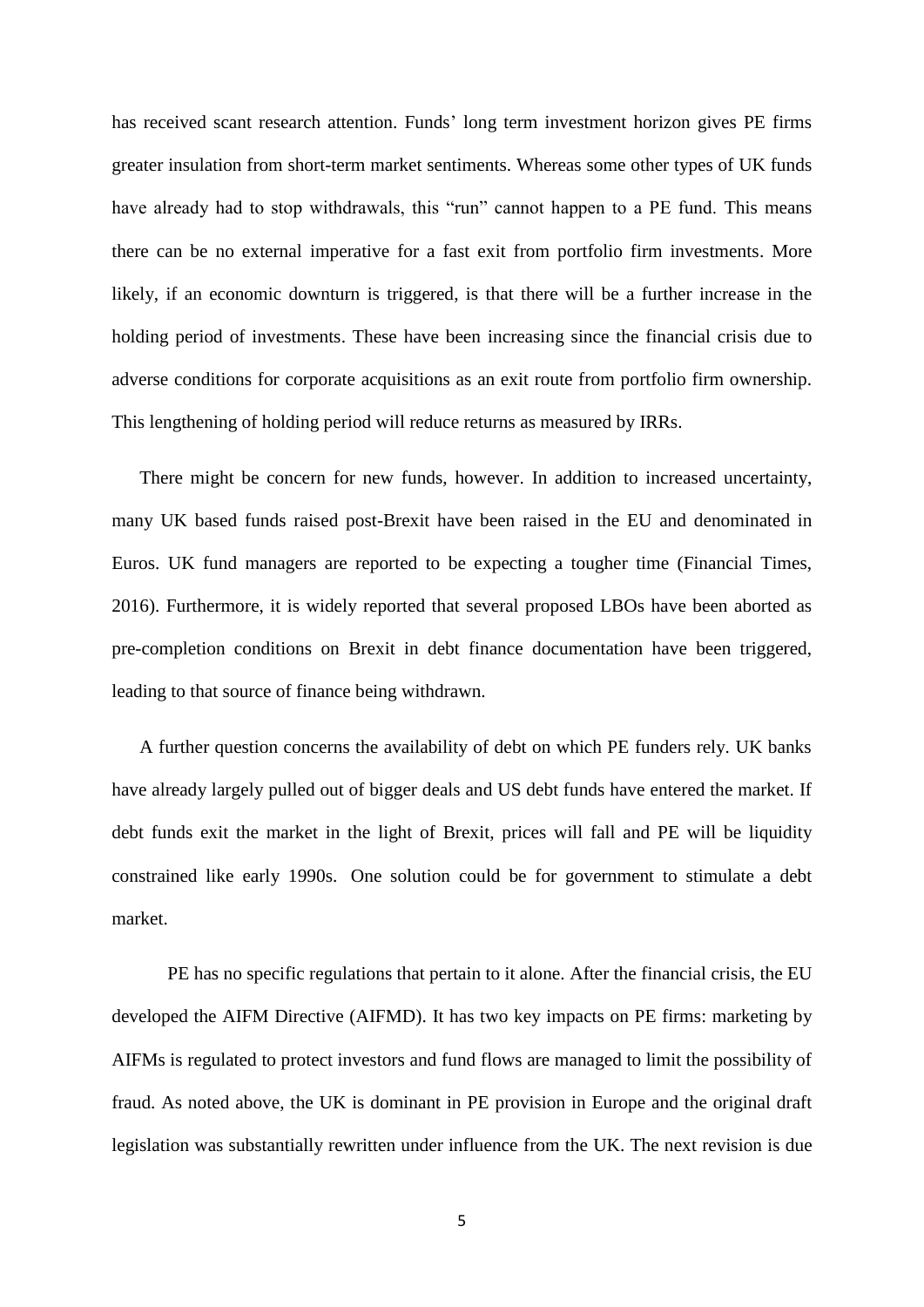has received scant research attention. Funds' long term investment horizon gives PE firms greater insulation from short-term market sentiments. Whereas some other types of UK funds have already had to stop withdrawals, this "run" cannot happen to a PE fund. This means there can be no external imperative for a fast exit from portfolio firm investments. More likely, if an economic downturn is triggered, is that there will be a further increase in the holding period of investments. These have been increasing since the financial crisis due to adverse conditions for corporate acquisitions as an exit route from portfolio firm ownership. This lengthening of holding period will reduce returns as measured by IRRs.

There might be concern for new funds, however. In addition to increased uncertainty, many UK based funds raised post-Brexit have been raised in the EU and denominated in Euros. UK fund managers are reported to be expecting a tougher time (Financial Times, 2016). Furthermore, it is widely reported that several proposed LBOs have been aborted as pre-completion conditions on Brexit in debt finance documentation have been triggered, leading to that source of finance being withdrawn.

A further question concerns the availability of debt on which PE funders rely. UK banks have already largely pulled out of bigger deals and US debt funds have entered the market. If debt funds exit the market in the light of Brexit, prices will fall and PE will be liquidity constrained like early 1990s. One solution could be for government to stimulate a debt market.

PE has no specific regulations that pertain to it alone. After the financial crisis, the EU developed the AIFM Directive (AIFMD). It has two key impacts on PE firms: marketing by AIFMs is regulated to protect investors and fund flows are managed to limit the possibility of fraud. As noted above, the UK is dominant in PE provision in Europe and the original draft legislation was substantially rewritten under influence from the UK. The next revision is due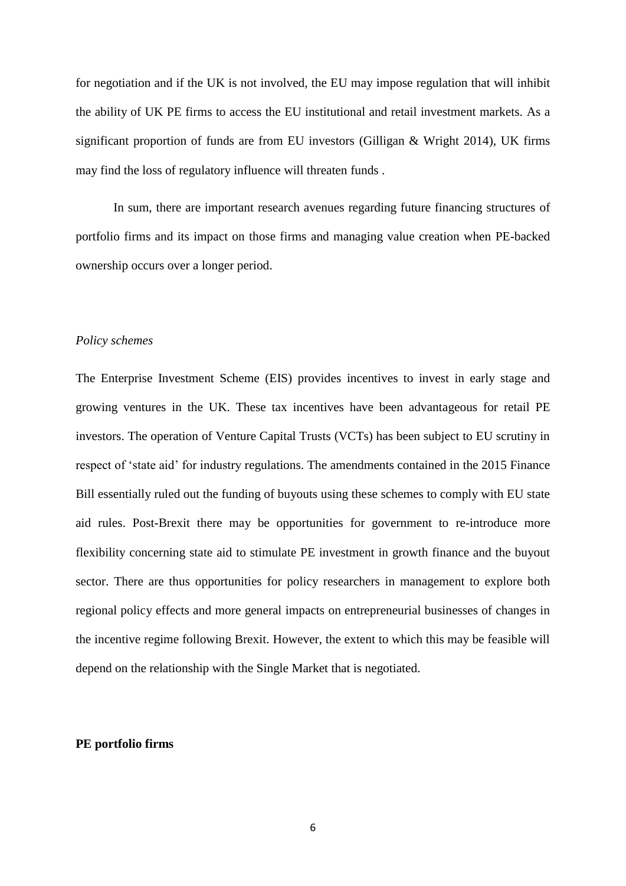for negotiation and if the UK is not involved, the EU may impose regulation that will inhibit the ability of UK PE firms to access the EU institutional and retail investment markets. As a significant proportion of funds are from EU investors (Gilligan & Wright 2014), UK firms may find the loss of regulatory influence will threaten funds .

In sum, there are important research avenues regarding future financing structures of portfolio firms and its impact on those firms and managing value creation when PE-backed ownership occurs over a longer period.

*Policy schemes*

The Enterprise Investment Scheme (EIS) provides incentives to invest in early stage and growing ventures in the UK. These tax incentives have been advantageous for retail PE investors. The operation of Venture Capital Trusts (VCTs) has been subject to EU scrutiny in respect of 'state aid' for industry regulations. The amendments contained in the 2015 Finance Bill essentially ruled out the funding of buyouts using these schemes to comply with EU state aid rules. Post-Brexit there may be opportunities for government to re-introduce more flexibility concerning state aid to stimulate PE investment in growth finance and the buyout sector. There are thus opportunities for policy researchers in management to explore both regional policy effects and more general impacts on entrepreneurial businesses of changes in the incentive regime following Brexit. However, the extent to which this may be feasible will depend on the relationship with the Single Market that is negotiated.

**PE portfolio firms**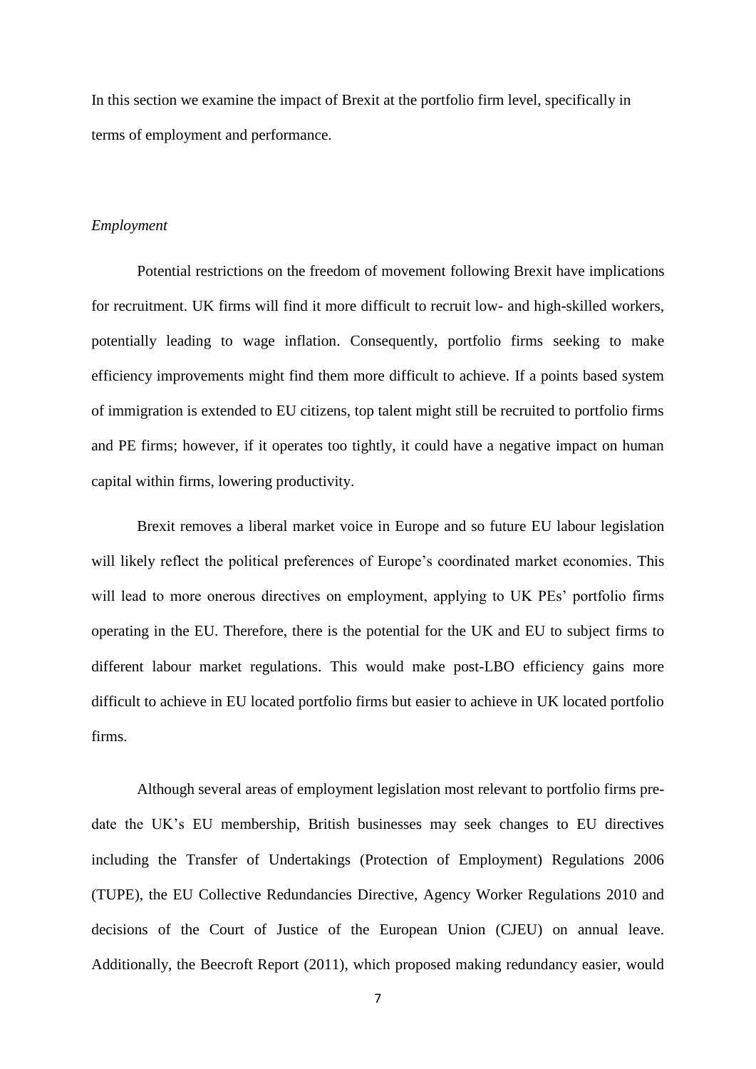In this section we examine the impact of Brexit at the portfolio firm level, specifically in terms of employment and performance.

*Employment*

Potential restrictions on the freedom of movement following Brexit have implications for recruitment. UK firms will find it more difficult to recruit low- and high-skilled workers, potentially leading to wage inflation. Consequently, portfolio firms seeking to make efficiency improvements might find them more difficult to achieve. If a points based system of immigration is extended to EU citizens, top talent might still be recruited to portfolio firms and PE firms; however, if it operates too tightly, it could have a negative impact on human capital within firms, lowering productivity.

Brexit removes a liberal market voice in Europe and so future EU labour legislation will likely reflect the political preferences of Europe's coordinated market economies. This will lead to more onerous directives on employment, applying to UK PEs' portfolio firms operating in the EU. Therefore, there is the potential for the UK and EU to subject firms to different labour market regulations. This would make post-LBO efficiency gains more difficult to achieve in EU located portfolio firms but easier to achieve in UK located portfolio firms.

Although several areas of employment legislation most relevant to portfolio firms pre-date the UK's EU membership, British businesses may seek changes to EU directives including the Transfer of Undertakings (Protection of Employment) Regulations 2006 (TUPE), the EU Collective Redundancies Directive, Agency Worker Regulations 2010 and decisions of the Court of Justice of the European Union (CJEU) on annual leave. Additionally, the Beecroft Report (2011), which proposed making redundancy easier, would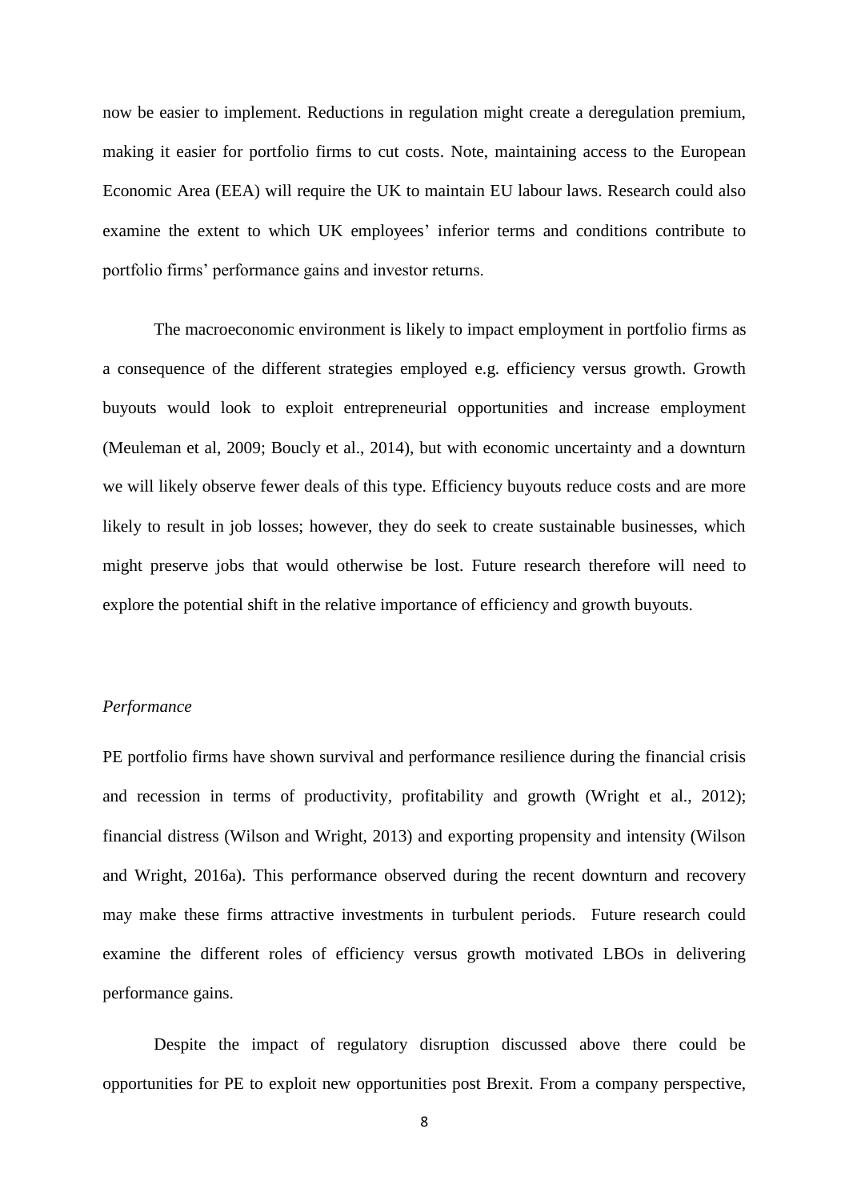now be easier to implement. Reductions in regulation might create a deregulation premium, making it easier for portfolio firms to cut costs. Note, maintaining access to the European Economic Area (EEA) will require the UK to maintain EU labour laws. Research could also examine the extent to which UK employees' inferior terms and conditions contribute to portfolio firms' performance gains and investor returns.

The macroeconomic environment is likely to impact employment in portfolio firms as a consequence of the different strategies employed e.g. efficiency versus growth. Growth buyouts would look to exploit entrepreneurial opportunities and increase employment (Meuleman et al, 2009; Boucly et al., 2014), but with economic uncertainty and a downturn we will likely observe fewer deals of this type. Efficiency buyouts reduce costs and are more likely to result in job losses; however, they do seek to create sustainable businesses, which might preserve jobs that would otherwise be lost. Future research therefore will need to explore the potential shift in the relative importance of efficiency and growth buyouts.

*Performance*

PE portfolio firms have shown survival and performance resilience during the financial crisis and recession in terms of productivity, profitability and growth (Wright et al., 2012); financial distress (Wilson and Wright, 2013) and exporting propensity and intensity (Wilson and Wright, 2016a). This performance observed during the recent downturn and recovery may make these firms attractive investments in turbulent periods. Future research could examine the different roles of efficiency versus growth motivated LBOs in delivering performance gains.

Despite the impact of regulatory disruption discussed above there could be opportunities for PE to exploit new opportunities post Brexit. From a company perspective,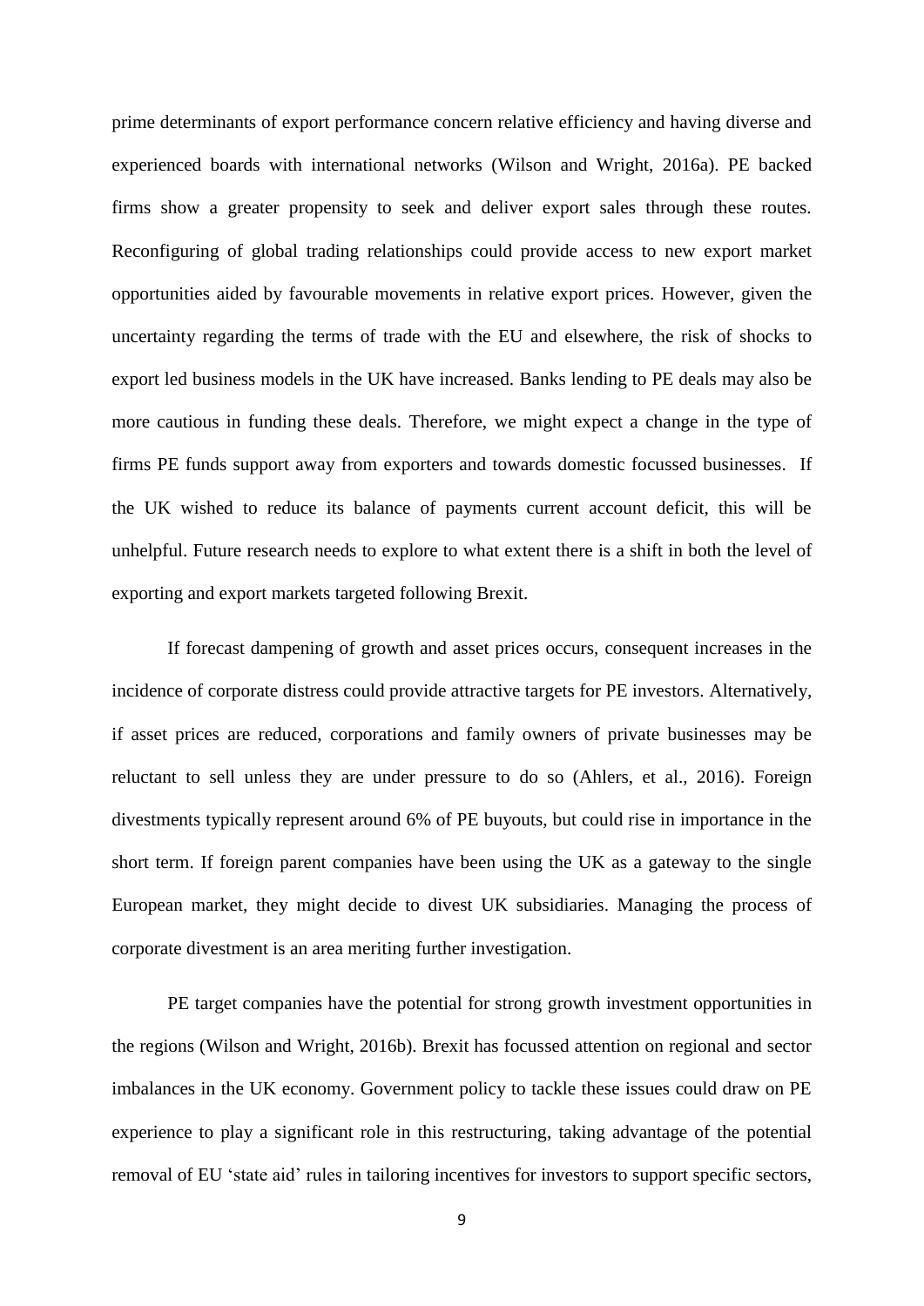prime determinants of export performance concern relative efficiency and having diverse and experienced boards with international networks (Wilson and Wright, 2016a). PE backed firms show a greater propensity to seek and deliver export sales through these routes. Reconfiguring of global trading relationships could provide access to new export market opportunities aided by favourable movements in relative export prices. However, given the uncertainty regarding the terms of trade with the EU and elsewhere, the risk of shocks to export led business models in the UK have increased. Banks lending to PE deals may also be more cautious in funding these deals. Therefore, we might expect a change in the type of firms PE funds support away from exporters and towards domestic focussed businesses. If the UK wished to reduce its balance of payments current account deficit, this will be unhelpful. Future research needs to explore to what extent there is a shift in both the level of exporting and export markets targeted following Brexit.

If forecast dampening of growth and asset prices occurs, consequent increases in the incidence of corporate distress could provide attractive targets for PE investors. Alternatively, if asset prices are reduced, corporations and family owners of private businesses may be reluctant to sell unless they are under pressure to do so (Ahlers, et al., 2016). Foreign divestments typically represent around 6% of PE buyouts, but could rise in importance in the short term. If foreign parent companies have been using the UK as a gateway to the single European market, they might decide to divest UK subsidiaries. Managing the process of corporate divestment is an area meriting further investigation.

PE target companies have the potential for strong growth investment opportunities in the regions (Wilson and Wright, 2016b). Brexit has focussed attention on regional and sector imbalances in the UK economy. Government policy to tackle these issues could draw on PE experience to play a significant role in this restructuring, taking advantage of the potential removal of EU 'state aid' rules in tailoring incentives for investors to support specific sectors,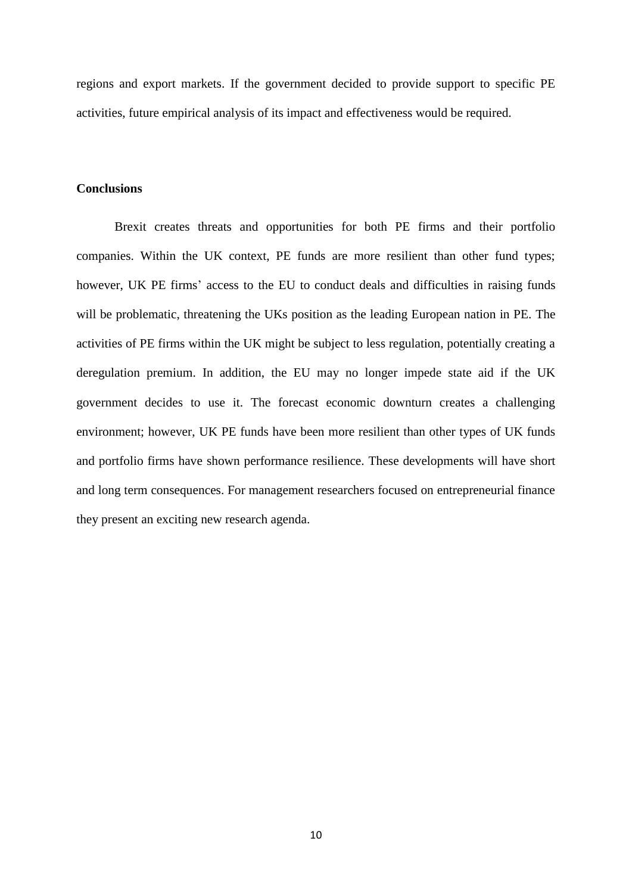regions and export markets. If the government decided to provide support to specific PE activities, future empirical analysis of its impact and effectiveness would be required.

## Conclusions

Brexit creates threats and opportunities for both PE firms and their portfolio companies. Within the UK context, PE funds are more resilient than other fund types; however, UK PE firms' access to the EU to conduct deals and difficulties in raising funds will be problematic, threatening the UKs position as the leading European nation in PE. The activities of PE firms within the UK might be subject to less regulation, potentially creating a deregulation premium. In addition, the EU may no longer impede state aid if the UK government decides to use it. The forecast economic downturn creates a challenging environment; however, UK PE funds have been more resilient than other types of UK funds and portfolio firms have shown performance resilience. These developments will have short and long term consequences. For management researchers focused on entrepreneurial finance they present an exciting new research agenda.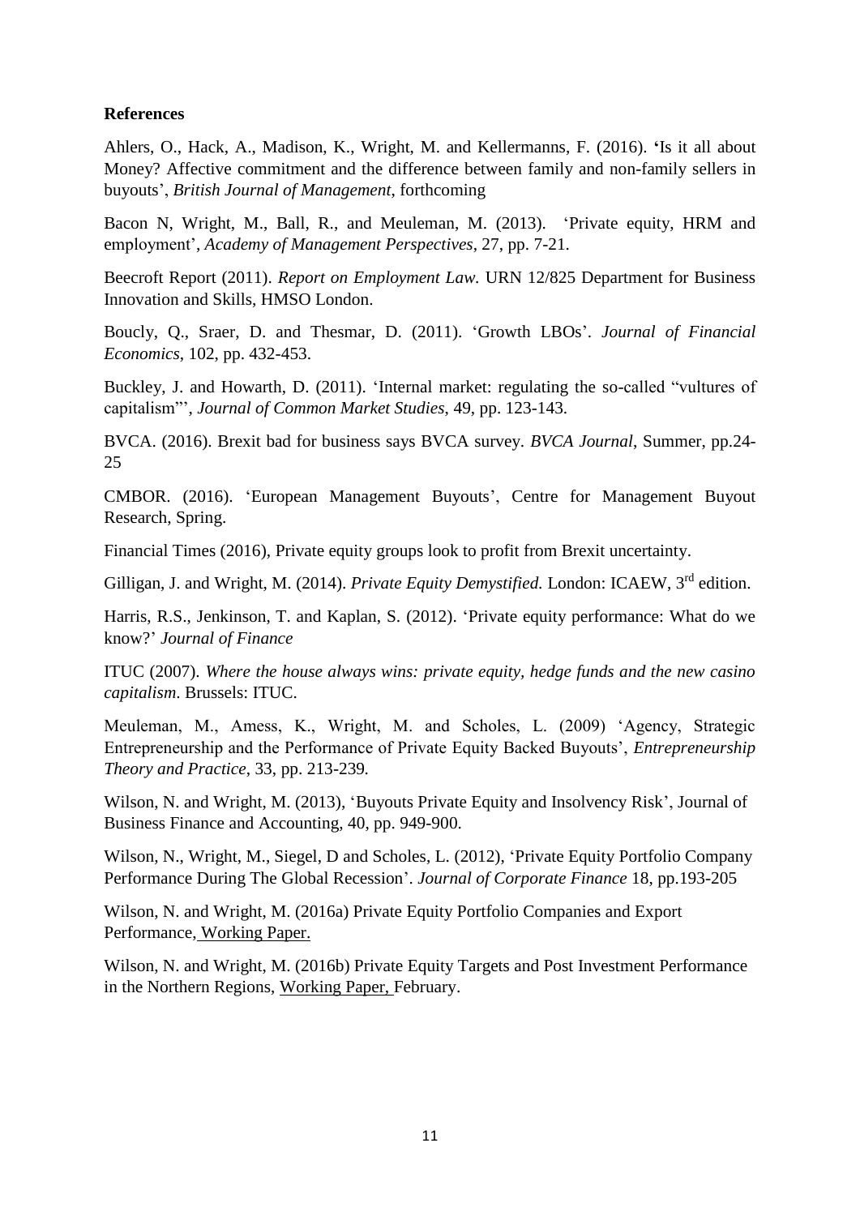**References**

Ahlers, O., Hack, A., Madison, K., Wright, M. and Kellermanns, F. (2016). 'Is it all about Money? Affective commitment and the difference between family and non-family sellers in buyouts', *British Journal of Management*, forthcoming

Bacon N, Wright, M., Ball, R., and Meuleman, M. (2013). 'Private equity, HRM and employment', *Academy of Management Perspectives*, 27, pp. 7-21.

Beecroft Report (2011). *Report on Employment Law*. URN 12/825 Department for Business Innovation and Skills, HMSO London.

Boucly, Q., Sraer, D. and Thesmar, D. (2011). 'Growth LBOs'. *Journal of Financial Economics*, 102, pp. 432-453.

Buckley, J. and Howarth, D. (2011). 'Internal market: regulating the so-called "vultures of capitalism"', *Journal of Common Market Studies*, 49, pp. 123-143.

BVCA. (2016). Brexit bad for business says BVCA survey. *BVCA Journal*, Summer, pp.24-25

CMBOR. (2016). 'European Management Buyouts', Centre for Management Buyout Research, Spring.

Financial Times (2016), Private equity groups look to profit from Brexit uncertainty.

Gilligan, J. and Wright, M. (2014). *Private Equity Demystified.* London: ICAEW, 3rd edition.

Harris, R.S., Jenkinson, T. and Kaplan, S. (2012). 'Private equity performance: What do we know?' *Journal of Finance*

ITUC (2007). *Where the house always wins: private equity, hedge funds and the new casino capitalism*. Brussels: ITUC.

Meuleman, M., Amess, K., Wright, M. and Scholes, L. (2009) 'Agency, Strategic Entrepreneurship and the Performance of Private Equity Backed Buyouts', *Entrepreneurship Theory and Practice*, 33, pp. 213-239.

Wilson, N. and Wright, M. (2013), 'Buyouts Private Equity and Insolvency Risk', Journal of Business Finance and Accounting, 40, pp. 949-900.

Wilson, N., Wright, M., Siegel, D and Scholes, L. (2012), 'Private Equity Portfolio Company Performance During The Global Recession'. *Journal of Corporate Finance* 18, pp.193-205

Wilson, N. and Wright, M. (2016a) Private Equity Portfolio Companies and Export Performance, Working Paper.

Wilson, N. and Wright, M. (2016b) Private Equity Targets and Post Investment Performance in the Northern Regions, Working Paper, February.